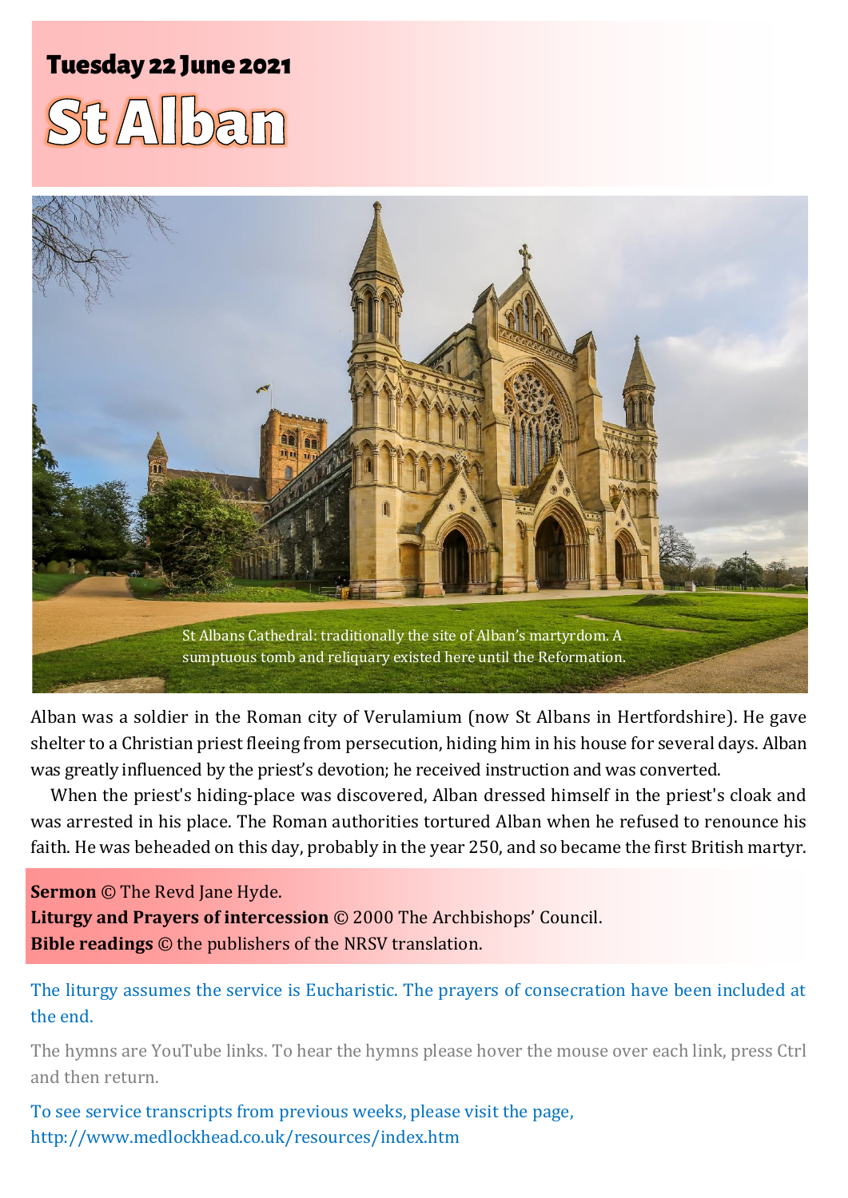## Tuesday 22 June 2021

# St Alban

St Albans Cathedral: traditionally the site of Alban's martyrdom. A sumptuous tomb and reliquary existed here until the Reformation.

Alban was a soldier in the Roman city of Verulamium (now St Albans in Hertfordshire). He gave shelter to a Christian priest fleeing from persecution, hiding him in his house for several days. Alban was greatly influenced by the priest's devotion; he received instruction and was converted.

When the priest's hiding-place was discovered, Alban dressed himself in the priest's cloak and was arrested in his place. The Roman authorities tortured Alban when he refused to renounce his faith. He was beheaded on this day, probably in the year 250, and so became the first British martyr.

**Sermon** © The Revd Jane Hyde.
**Liturgy and Prayers of intercession** © 2000 The Archbishops' Council.
**Bible readings** © the publishers of the NRSV translation.

The liturgy assumes the service is Eucharistic. The prayers of consecration have been included at the end.

The hymns are YouTube links. To hear the hymns please hover the mouse over each link, press Ctrl and then return.

To see service transcripts from previous weeks, please visit the page, http://www.medlockhead.co.uk/resources/index.htm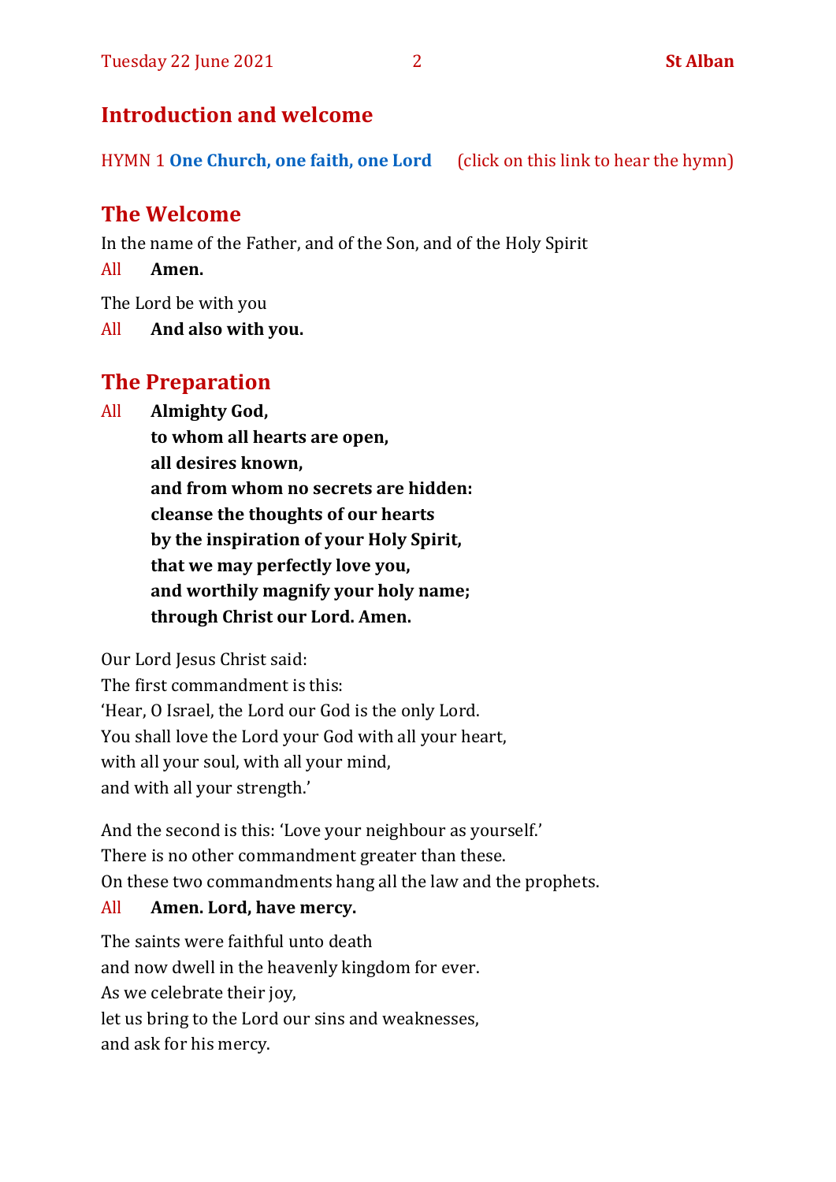## Introduction and welcome

HYMN 1 **One Church, one faith, one Lord** (click on this link to hear the hymn)

## The Welcome

In the name of the Father, and of the Son, and of the Holy Spirit

All **Amen.**

The Lord be with you

All **And also with you.**

## The Preparation

All **Almighty God,**
**to whom all hearts are open,**
**all desires known,**
**and from whom no secrets are hidden:**
**cleanse the thoughts of our hearts**
**by the inspiration of your Holy Spirit,**
**that we may perfectly love you,**
**and worthily magnify your holy name;**
**through Christ our Lord. Amen.**

Our Lord Jesus Christ said:
The first commandment is this:
'Hear, O Israel, the Lord our God is the only Lord.
You shall love the Lord your God with all your heart,
with all your soul, with all your mind,
and with all your strength.'

And the second is this: 'Love your neighbour as yourself.'
There is no other commandment greater than these.
On these two commandments hang all the law and the prophets.

All **Amen. Lord, have mercy.**

The saints were faithful unto death
and now dwell in the heavenly kingdom for ever.
As we celebrate their joy,
let us bring to the Lord our sins and weaknesses,
and ask for his mercy.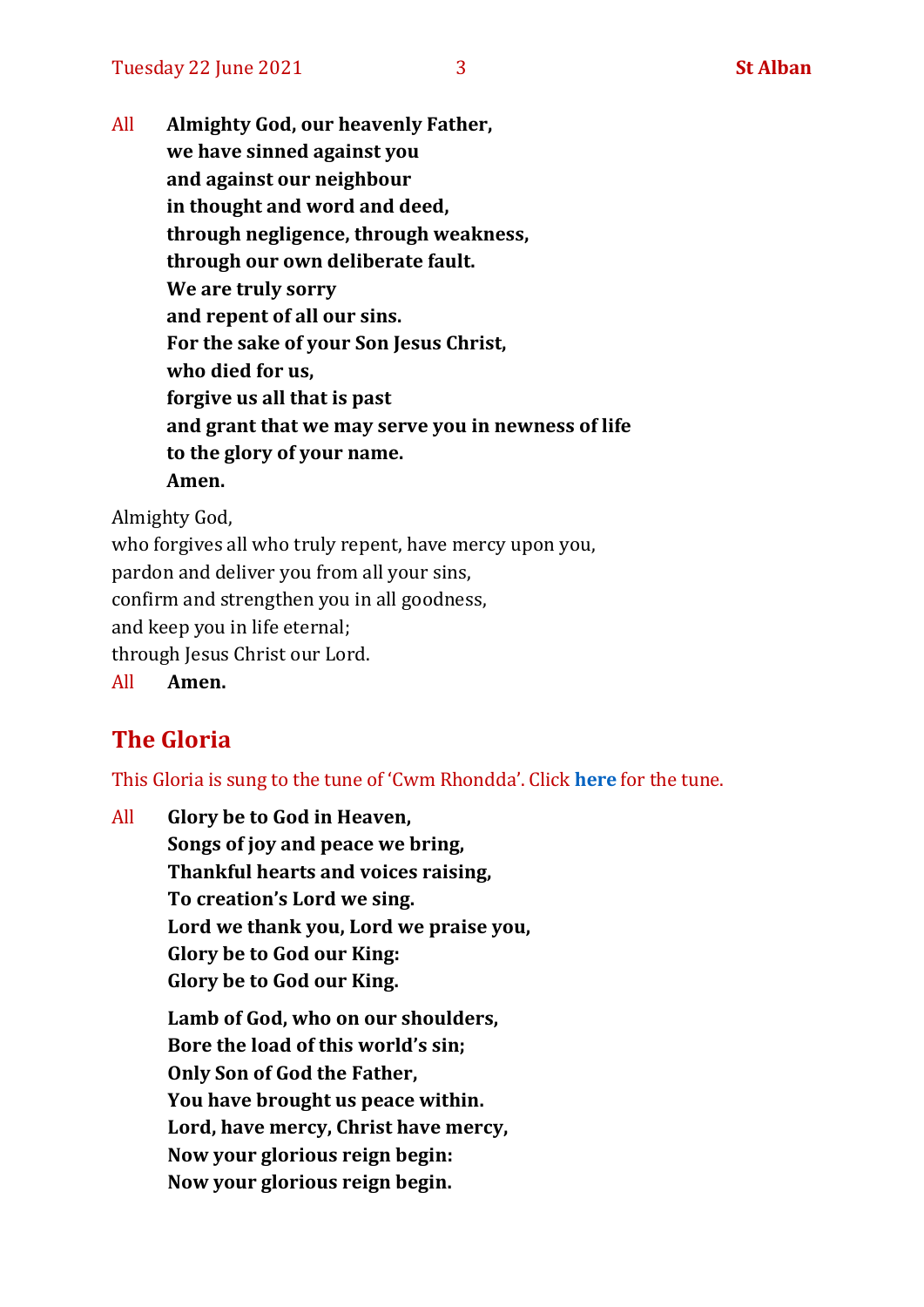All **Almighty God, our heavenly Father,**
**we have sinned against you**
**and against our neighbour**
**in thought and word and deed,**
**through negligence, through weakness,**
**through our own deliberate fault.**
**We are truly sorry**
**and repent of all our sins.**
**For the sake of your Son Jesus Christ,**
**who died for us,**
**forgive us all that is past**
**and grant that we may serve you in newness of life**
**to the glory of your name.**
**Amen.**

Almighty God,
who forgives all who truly repent, have mercy upon you,
pardon and deliver you from all your sins,
confirm and strengthen you in all goodness,
and keep you in life eternal;
through Jesus Christ our Lord.

All **Amen.**

## The Gloria

This Gloria is sung to the tune of 'Cwm Rhondda'. Click **here** for the tune.

All **Glory be to God in Heaven,**
**Songs of joy and peace we bring,**
**Thankful hearts and voices raising,**
**To creation's Lord we sing.**
**Lord we thank you, Lord we praise you,**
**Glory be to God our King:**
**Glory be to God our King.**

**Lamb of God, who on our shoulders,**
**Bore the load of this world's sin;**
**Only Son of God the Father,**
**You have brought us peace within.**
**Lord, have mercy, Christ have mercy,**
**Now your glorious reign begin:**
**Now your glorious reign begin.**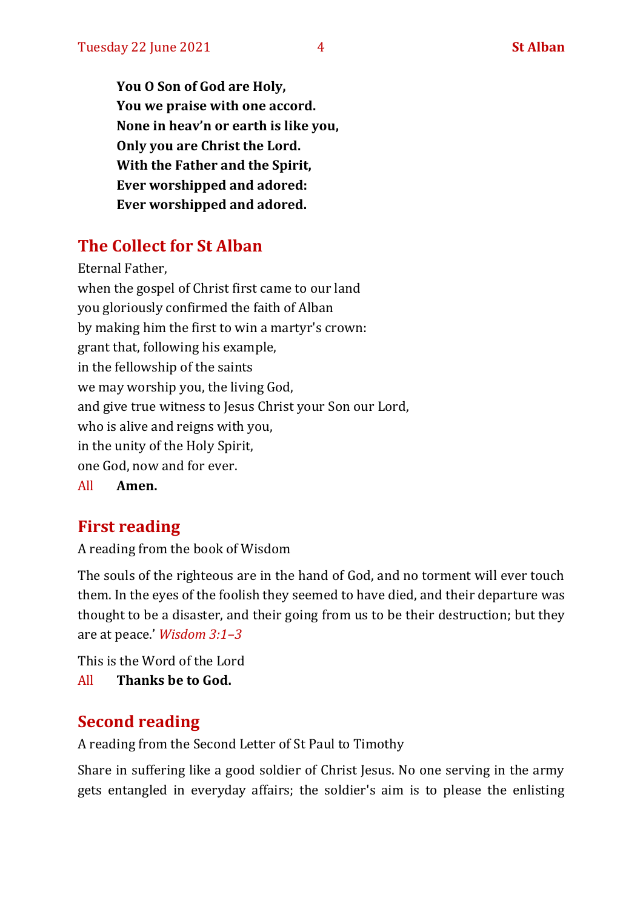**You O Son of God are Holy,**
**You we praise with one accord.**
**None in heav'n or earth is like you,**
**Only you are Christ the Lord.**
**With the Father and the Spirit,**
**Ever worshipped and adored:**
**Ever worshipped and adored.**

## The Collect for St Alban

Eternal Father,
when the gospel of Christ first came to our land
you gloriously confirmed the faith of Alban
by making him the first to win a martyr's crown:
grant that, following his example,
in the fellowship of the saints
we may worship you, the living God,
and give true witness to Jesus Christ your Son our Lord,
who is alive and reigns with you,
in the unity of the Holy Spirit,
one God, now and for ever.

All **Amen.**

## First reading

A reading from the book of Wisdom

The souls of the righteous are in the hand of God, and no torment will ever touch them. In the eyes of the foolish they seemed to have died, and their departure was thought to be a disaster, and their going from us to be their destruction; but they are at peace.' *Wisdom 3:1–3*

This is the Word of the Lord

All **Thanks be to God.**

## Second reading

A reading from the Second Letter of St Paul to Timothy

Share in suffering like a good soldier of Christ Jesus. No one serving in the army gets entangled in everyday affairs; the soldier's aim is to please the enlisting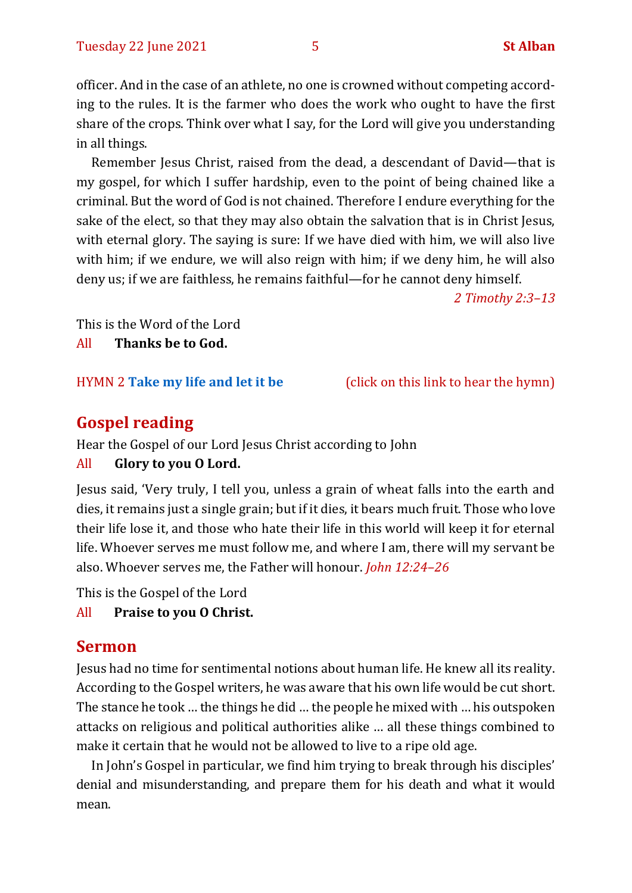officer. And in the case of an athlete, no one is crowned without competing according to the rules. It is the farmer who does the work who ought to have the first share of the crops. Think over what I say, for the Lord will give you understanding in all things.

Remember Jesus Christ, raised from the dead, a descendant of David—that is my gospel, for which I suffer hardship, even to the point of being chained like a criminal. But the word of God is not chained. Therefore I endure everything for the sake of the elect, so that they may also obtain the salvation that is in Christ Jesus, with eternal glory. The saying is sure: If we have died with him, we will also live with him; if we endure, we will also reign with him; if we deny him, he will also deny us; if we are faithless, he remains faithful—for he cannot deny himself.

*2 Timothy 2:3–13*

This is the Word of the Lord

All **Thanks be to God.**

HYMN 2 **Take my life and let it be** (click on this link to hear the hymn)

## Gospel reading

Hear the Gospel of our Lord Jesus Christ according to John

All **Glory to you O Lord.**

Jesus said, 'Very truly, I tell you, unless a grain of wheat falls into the earth and dies, it remains just a single grain; but if it dies, it bears much fruit. Those who love their life lose it, and those who hate their life in this world will keep it for eternal life. Whoever serves me must follow me, and where I am, there will my servant be also. Whoever serves me, the Father will honour. *John 12:24–26*

This is the Gospel of the Lord

All **Praise to you O Christ.**

## Sermon

Jesus had no time for sentimental notions about human life. He knew all its reality. According to the Gospel writers, he was aware that his own life would be cut short. The stance he took … the things he did … the people he mixed with … his outspoken attacks on religious and political authorities alike … all these things combined to make it certain that he would not be allowed to live to a ripe old age.

In John's Gospel in particular, we find him trying to break through his disciples' denial and misunderstanding, and prepare them for his death and what it would mean.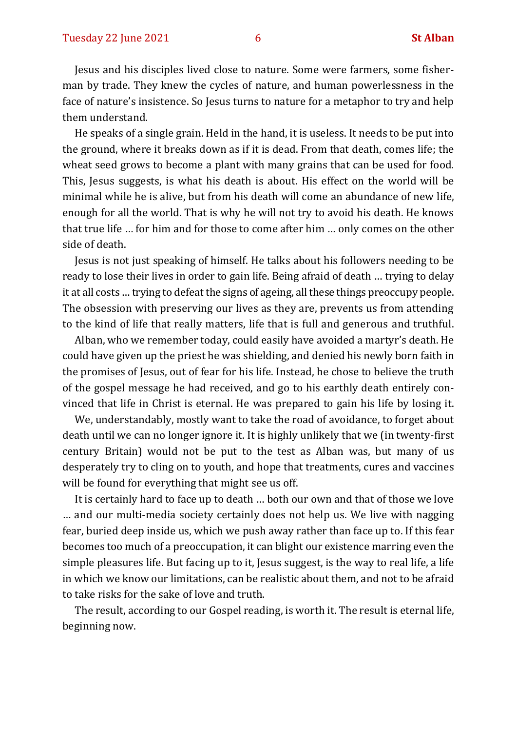Jesus and his disciples lived close to nature. Some were farmers, some fisherman by trade. They knew the cycles of nature, and human powerlessness in the face of nature's insistence. So Jesus turns to nature for a metaphor to try and help them understand.

He speaks of a single grain. Held in the hand, it is useless. It needs to be put into the ground, where it breaks down as if it is dead. From that death, comes life; the wheat seed grows to become a plant with many grains that can be used for food. This, Jesus suggests, is what his death is about. His effect on the world will be minimal while he is alive, but from his death will come an abundance of new life, enough for all the world. That is why he will not try to avoid his death. He knows that true life … for him and for those to come after him … only comes on the other side of death.

Jesus is not just speaking of himself. He talks about his followers needing to be ready to lose their lives in order to gain life. Being afraid of death … trying to delay it at all costs … trying to defeat the signs of ageing, all these things preoccupy people. The obsession with preserving our lives as they are, prevents us from attending to the kind of life that really matters, life that is full and generous and truthful.

Alban, who we remember today, could easily have avoided a martyr's death. He could have given up the priest he was shielding, and denied his newly born faith in the promises of Jesus, out of fear for his life. Instead, he chose to believe the truth of the gospel message he had received, and go to his earthly death entirely convinced that life in Christ is eternal. He was prepared to gain his life by losing it.

We, understandably, mostly want to take the road of avoidance, to forget about death until we can no longer ignore it. It is highly unlikely that we (in twenty-first century Britain) would not be put to the test as Alban was, but many of us desperately try to cling on to youth, and hope that treatments, cures and vaccines will be found for everything that might see us off.

It is certainly hard to face up to death … both our own and that of those we love … and our multi-media society certainly does not help us. We live with nagging fear, buried deep inside us, which we push away rather than face up to. If this fear becomes too much of a preoccupation, it can blight our existence marring even the simple pleasures life. But facing up to it, Jesus suggest, is the way to real life, a life in which we know our limitations, can be realistic about them, and not to be afraid to take risks for the sake of love and truth.

The result, according to our Gospel reading, is worth it. The result is eternal life, beginning now.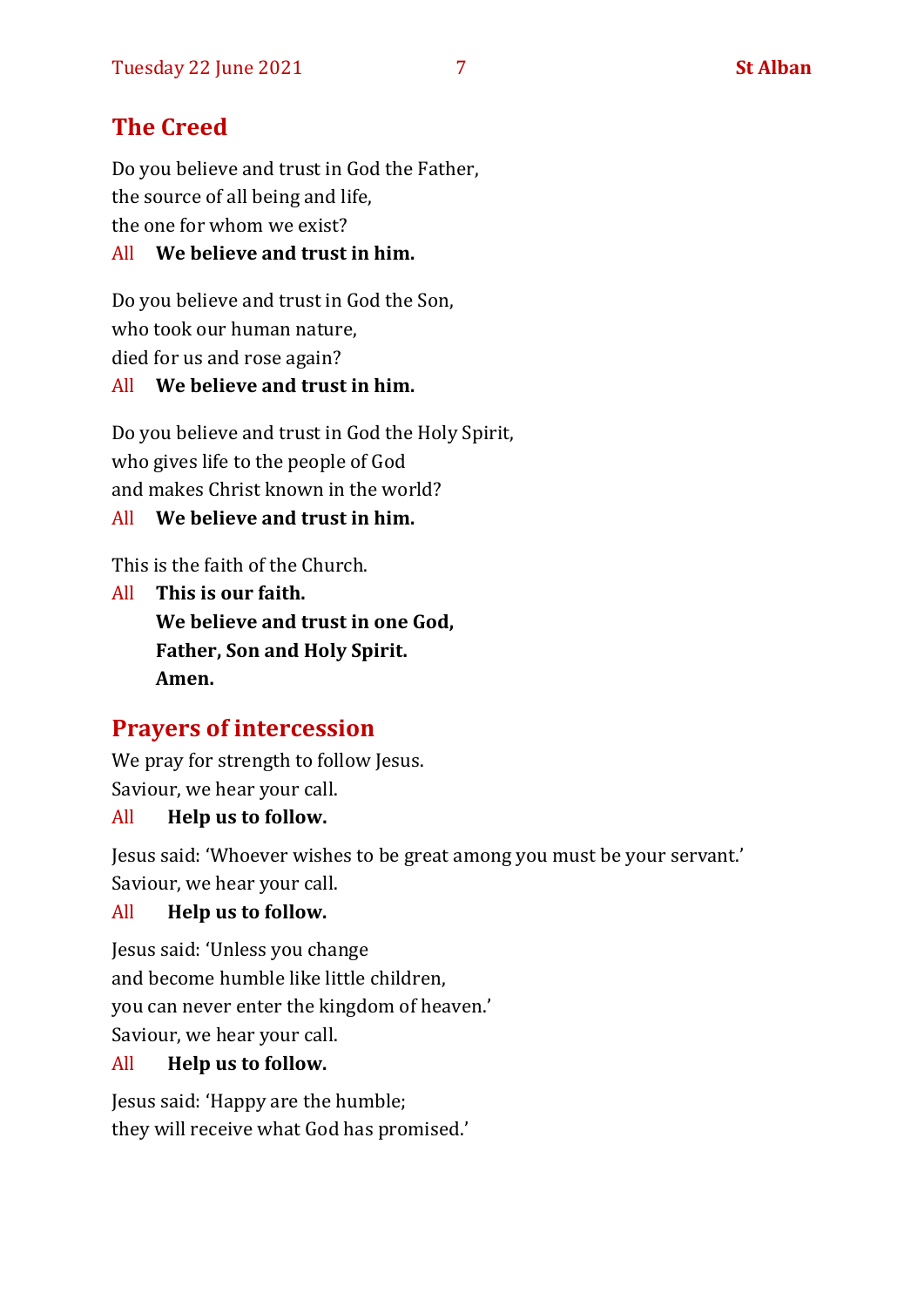## The Creed

Do you believe and trust in God the Father,
the source of all being and life,
the one for whom we exist?

All **We believe and trust in him.**

Do you believe and trust in God the Son,
who took our human nature,
died for us and rose again?

All **We believe and trust in him.**

Do you believe and trust in God the Holy Spirit,
who gives life to the people of God
and makes Christ known in the world?

All **We believe and trust in him.**

This is the faith of the Church.

All **This is our faith.**
**We believe and trust in one God,**
**Father, Son and Holy Spirit.**
**Amen.**

## Prayers of intercession

We pray for strength to follow Jesus.
Saviour, we hear your call.

All **Help us to follow.**

Jesus said: 'Whoever wishes to be great among you must be your servant.'
Saviour, we hear your call.

All **Help us to follow.**

Jesus said: 'Unless you change
and become humble like little children,
you can never enter the kingdom of heaven.'
Saviour, we hear your call.

All **Help us to follow.**

Jesus said: 'Happy are the humble;
they will receive what God has promised.'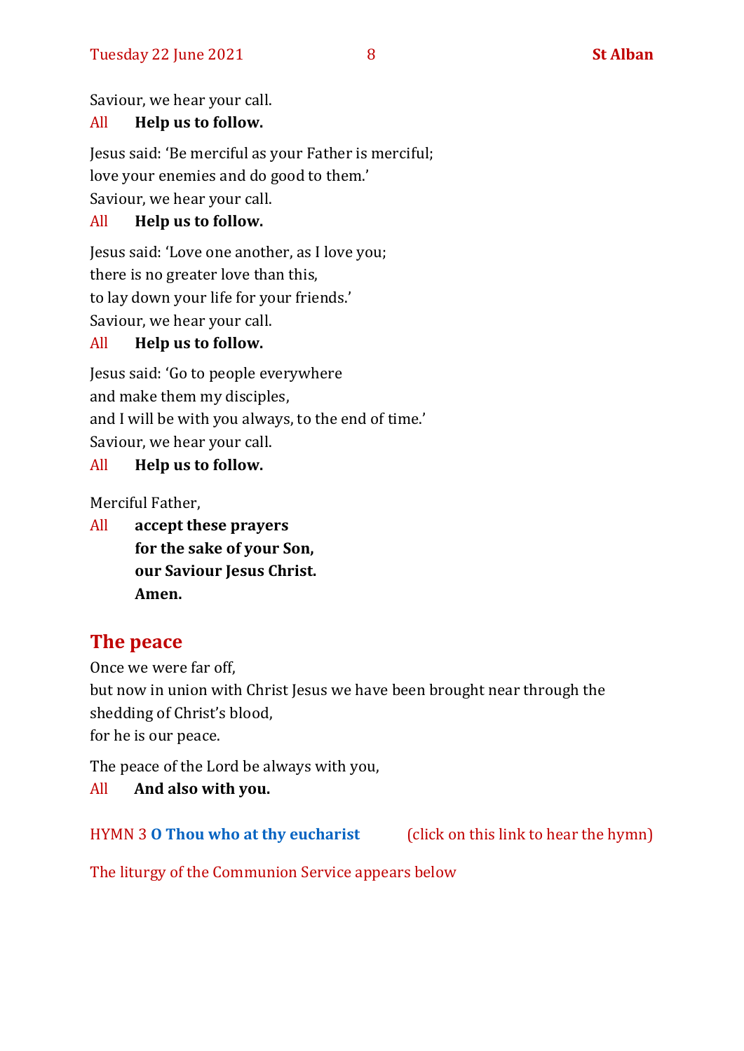Saviour, we hear your call.

All **Help us to follow.**

Jesus said: 'Be merciful as your Father is merciful;
love your enemies and do good to them.'
Saviour, we hear your call.

All **Help us to follow.**

Jesus said: 'Love one another, as I love you;
there is no greater love than this,
to lay down your life for your friends.'
Saviour, we hear your call.

All **Help us to follow.**

Jesus said: 'Go to people everywhere
and make them my disciples,
and I will be with you always, to the end of time.'
Saviour, we hear your call.

All **Help us to follow.**

Merciful Father,

All **accept these prayers**
**for the sake of your Son,**
**our Saviour Jesus Christ.**
**Amen.**

## The peace

Once we were far off,
but now in union with Christ Jesus we have been brought near through the shedding of Christ's blood,
for he is our peace.

The peace of the Lord be always with you,

All **And also with you.**

HYMN 3 **O Thou who at thy eucharist** (click on this link to hear the hymn)

The liturgy of the Communion Service appears below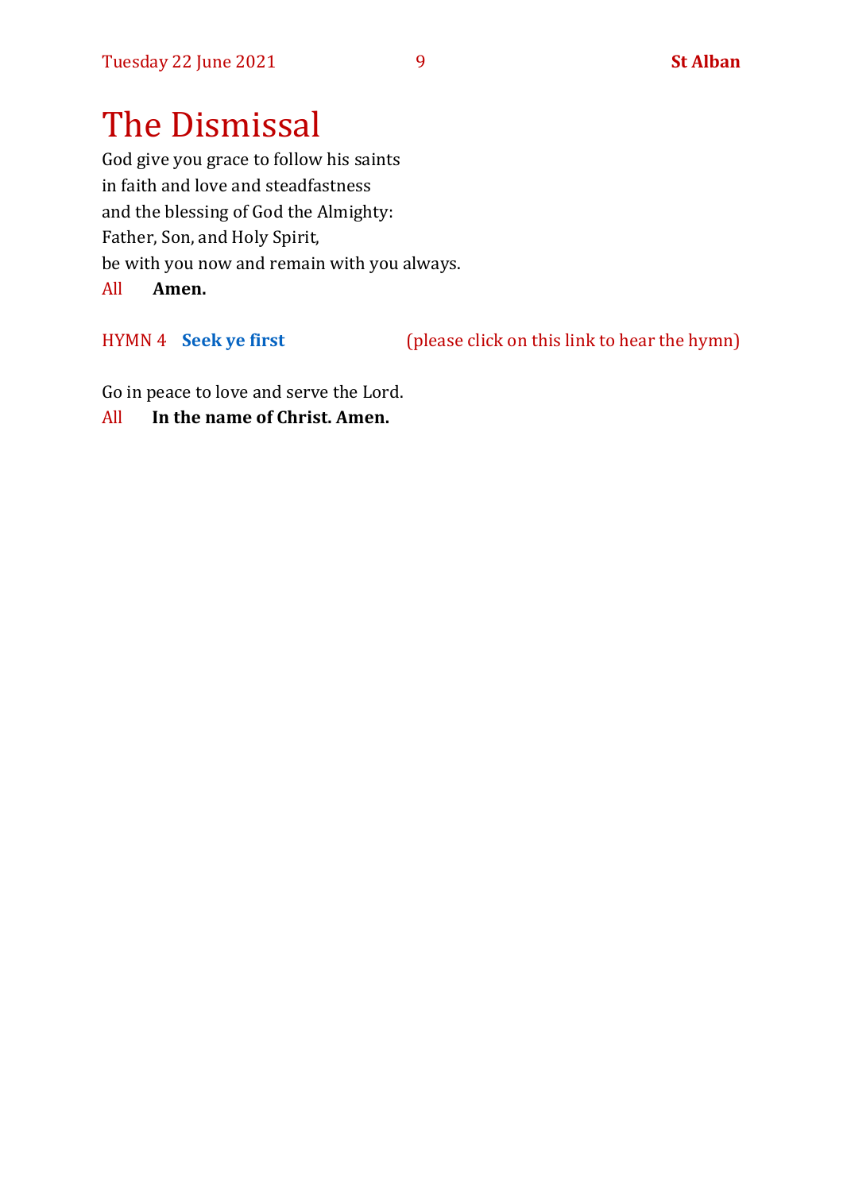# The Dismissal

God give you grace to follow his saints
in faith and love and steadfastness
and the blessing of God the Almighty:
Father, Son, and Holy Spirit,
be with you now and remain with you always.

All **Amen.**

HYMN 4 **Seek ye first** (please click on this link to hear the hymn)

Go in peace to love and serve the Lord.

All **In the name of Christ. Amen.**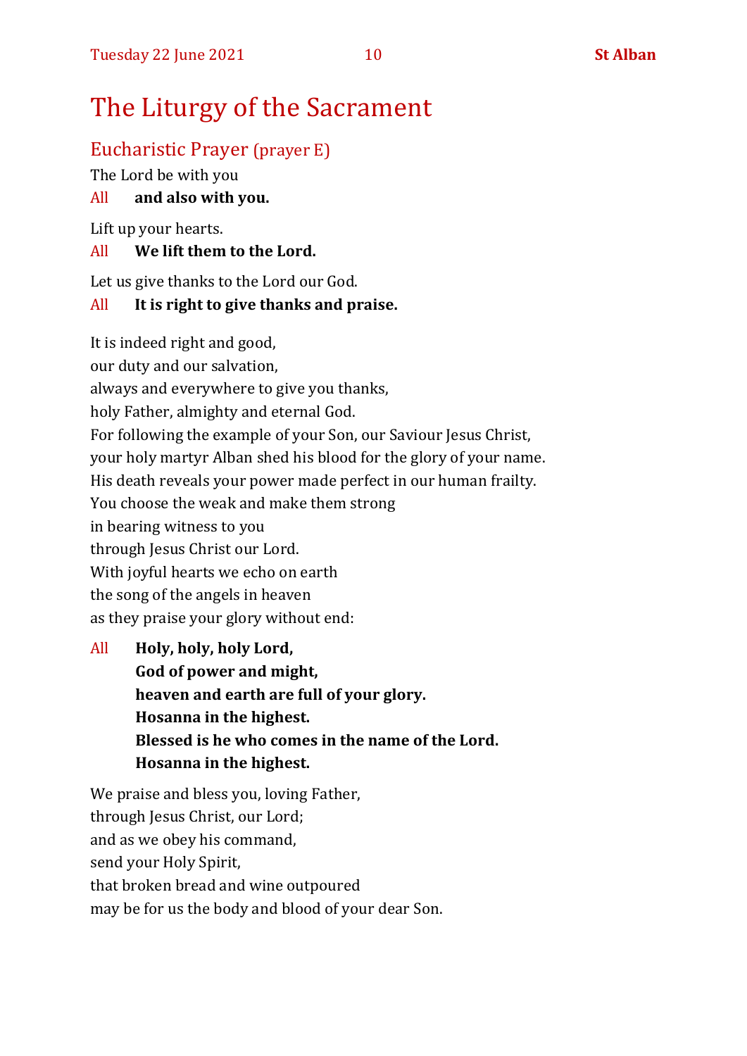# The Liturgy of the Sacrament

## Eucharistic Prayer (prayer E)

The Lord be with you

All **and also with you.**

Lift up your hearts.

All **We lift them to the Lord.**

Let us give thanks to the Lord our God.

All **It is right to give thanks and praise.**

It is indeed right and good,
our duty and our salvation,
always and everywhere to give you thanks,
holy Father, almighty and eternal God.
For following the example of your Son, our Saviour Jesus Christ,
your holy martyr Alban shed his blood for the glory of your name.
His death reveals your power made perfect in our human frailty.
You choose the weak and make them strong
in bearing witness to you
through Jesus Christ our Lord.
With joyful hearts we echo on earth
the song of the angels in heaven
as they praise your glory without end:

All **Holy, holy, holy Lord,**
**God of power and might,**
**heaven and earth are full of your glory.**
**Hosanna in the highest.**
**Blessed is he who comes in the name of the Lord.**
**Hosanna in the highest.**

We praise and bless you, loving Father,
through Jesus Christ, our Lord;
and as we obey his command,
send your Holy Spirit,
that broken bread and wine outpoured
may be for us the body and blood of your dear Son.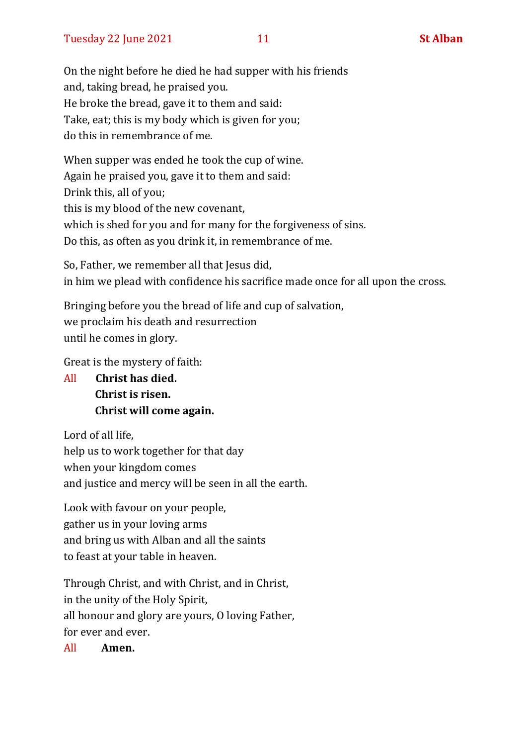On the night before he died he had supper with his friends
and, taking bread, he praised you.
He broke the bread, gave it to them and said:
Take, eat; this is my body which is given for you;
do this in remembrance of me.

When supper was ended he took the cup of wine.
Again he praised you, gave it to them and said:
Drink this, all of you;
this is my blood of the new covenant,
which is shed for you and for many for the forgiveness of sins.
Do this, as often as you drink it, in remembrance of me.

So, Father, we remember all that Jesus did,
in him we plead with confidence his sacrifice made once for all upon the cross.

Bringing before you the bread of life and cup of salvation,
we proclaim his death and resurrection
until he comes in glory.

Great is the mystery of faith:

All **Christ has died.**
**Christ is risen.**
**Christ will come again.**

Lord of all life,
help us to work together for that day
when your kingdom comes
and justice and mercy will be seen in all the earth.

Look with favour on your people,
gather us in your loving arms
and bring us with Alban and all the saints
to feast at your table in heaven.

Through Christ, and with Christ, and in Christ,
in the unity of the Holy Spirit,
all honour and glory are yours, O loving Father,
for ever and ever.

All **Amen.**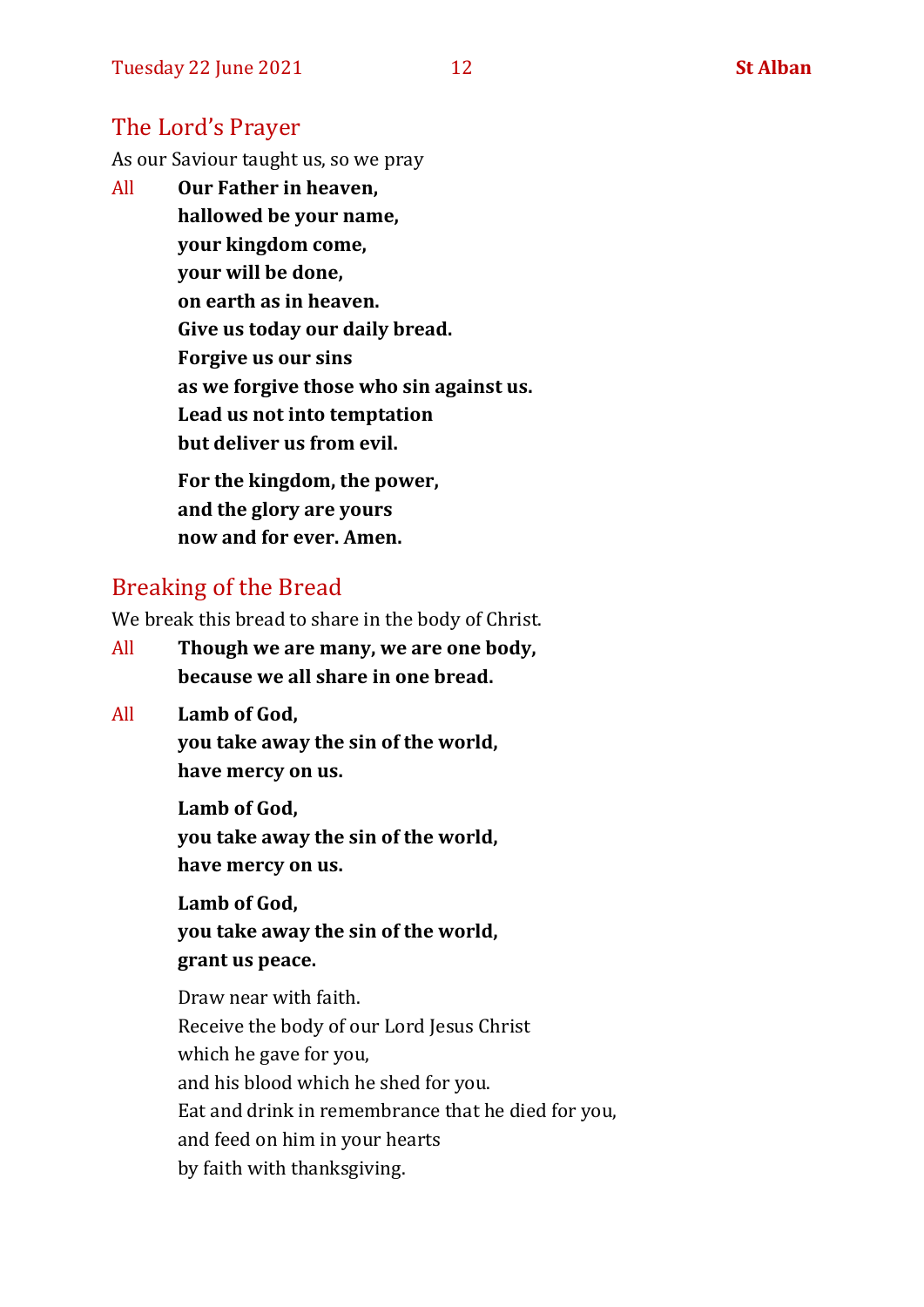## The Lord's Prayer

As our Saviour taught us, so we pray

All **Our Father in heaven,**
**hallowed be your name,**
**your kingdom come,**
**your will be done,**
**on earth as in heaven.**
**Give us today our daily bread.**
**Forgive us our sins**
**as we forgive those who sin against us.**
**Lead us not into temptation**
**but deliver us from evil.**

**For the kingdom, the power,**
**and the glory are yours**
**now and for ever. Amen.**

## Breaking of the Bread

We break this bread to share in the body of Christ.

All **Though we are many, we are one body,**
**because we all share in one bread.**

All **Lamb of God,**
**you take away the sin of the world,**
**have mercy on us.**

**Lamb of God,**
**you take away the sin of the world,**
**have mercy on us.**

**Lamb of God,**
**you take away the sin of the world,**
**grant us peace.**

Draw near with faith.
Receive the body of our Lord Jesus Christ
which he gave for you,
and his blood which he shed for you.
Eat and drink in remembrance that he died for you,
and feed on him in your hearts
by faith with thanksgiving.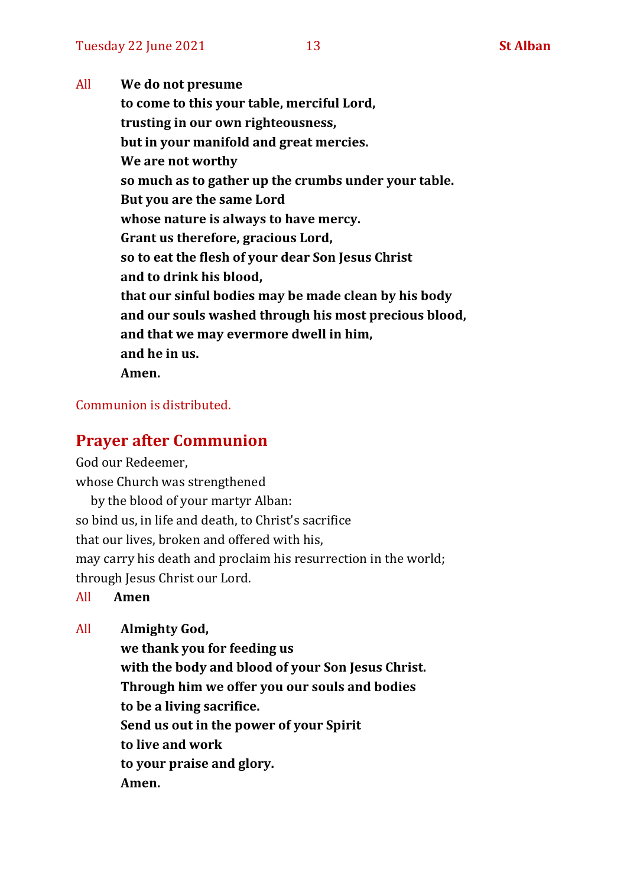All **We do not presume**
**to come to this your table, merciful Lord,**
**trusting in our own righteousness,**
**but in your manifold and great mercies.**
**We are not worthy**
**so much as to gather up the crumbs under your table.**
**But you are the same Lord**
**whose nature is always to have mercy.**
**Grant us therefore, gracious Lord,**
**so to eat the flesh of your dear Son Jesus Christ**
**and to drink his blood,**
**that our sinful bodies may be made clean by his body**
**and our souls washed through his most precious blood,**
**and that we may evermore dwell in him,**
**and he in us.**
**Amen.**

Communion is distributed.

## Prayer after Communion

God our Redeemer,
whose Church was strengthened
by the blood of your martyr Alban:
so bind us, in life and death, to Christ's sacrifice
that our lives, broken and offered with his,
may carry his death and proclaim his resurrection in the world;
through Jesus Christ our Lord.

All **Amen**

All **Almighty God,**
**we thank you for feeding us**
**with the body and blood of your Son Jesus Christ.**
**Through him we offer you our souls and bodies**
**to be a living sacrifice.**
**Send us out in the power of your Spirit**
**to live and work**
**to your praise and glory.**
**Amen.**